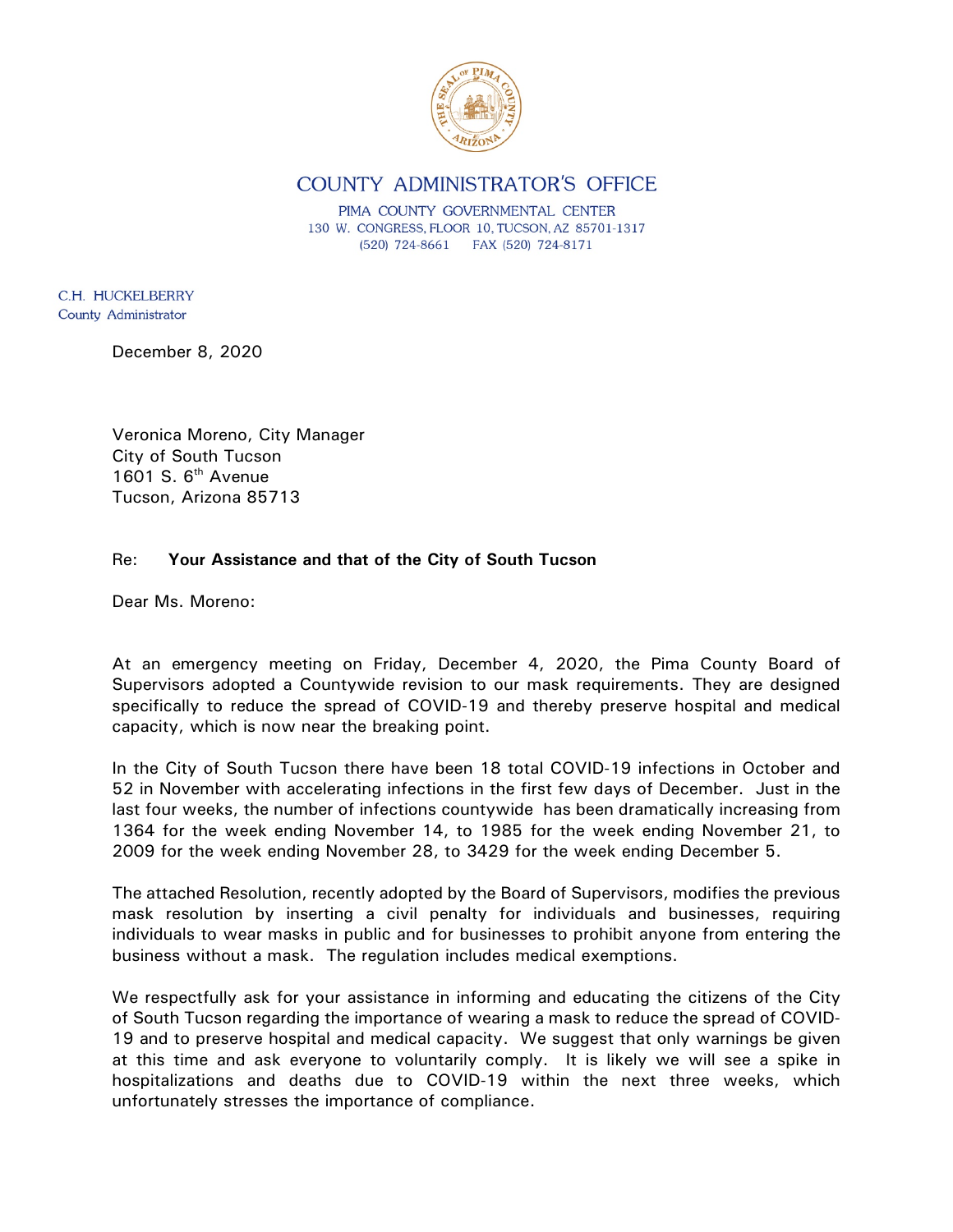# COUNTY ADMINISTRATOR'S OFFICE

PIMA COUNTY GOVERNMENTAL CENTER
130 W. CONGRESS, FLOOR 10, TUCSON, AZ 85701-1317
(520) 724-8661 FAX (520) 724-8171

C.H. HUCKELBERRY
County Administrator

December 8, 2020

Veronica Moreno, City Manager
City of South Tucson
1601 S. 6th Avenue
Tucson, Arizona 85713

Re: **Your Assistance and that of the City of South Tucson**

Dear Ms. Moreno:

At an emergency meeting on Friday, December 4, 2020, the Pima County Board of Supervisors adopted a Countywide revision to our mask requirements. They are designed specifically to reduce the spread of COVID-19 and thereby preserve hospital and medical capacity, which is now near the breaking point.

In the City of South Tucson there have been 18 total COVID-19 infections in October and 52 in November with accelerating infections in the first few days of December. Just in the last four weeks, the number of infections countywide has been dramatically increasing from 1364 for the week ending November 14, to 1985 for the week ending November 21, to 2009 for the week ending November 28, to 3429 for the week ending December 5.

The attached Resolution, recently adopted by the Board of Supervisors, modifies the previous mask resolution by inserting a civil penalty for individuals and businesses, requiring individuals to wear masks in public and for businesses to prohibit anyone from entering the business without a mask. The regulation includes medical exemptions.

We respectfully ask for your assistance in informing and educating the citizens of the City of South Tucson regarding the importance of wearing a mask to reduce the spread of COVID-19 and to preserve hospital and medical capacity. We suggest that only warnings be given at this time and ask everyone to voluntarily comply. It is likely we will see a spike in hospitalizations and deaths due to COVID-19 within the next three weeks, which unfortunately stresses the importance of compliance.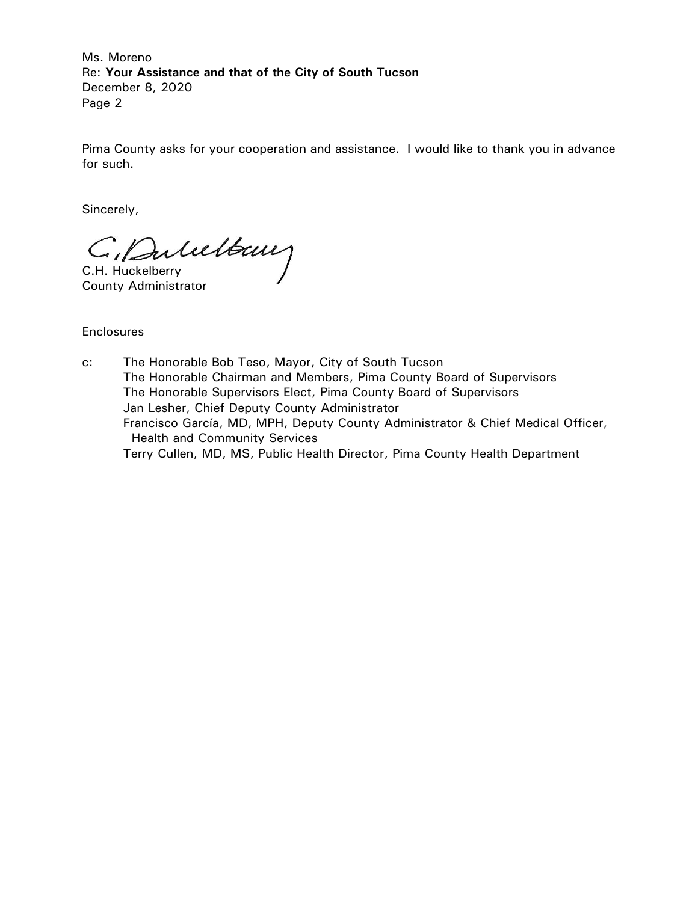Ms. Moreno
Re: **Your Assistance and that of the City of South Tucson**
December 8, 2020

Pima County asks for your cooperation and assistance. I would like to thank you in advance for such.

Sincerely,

C.H. Huckelberry
County Administrator

Enclosures

c: The Honorable Bob Teso, Mayor, City of South Tucson
The Honorable Chairman and Members, Pima County Board of Supervisors
The Honorable Supervisors Elect, Pima County Board of Supervisors
Jan Lesher, Chief Deputy County Administrator
Francisco García, MD, MPH, Deputy County Administrator & Chief Medical Officer, Health and Community Services
Terry Cullen, MD, MS, Public Health Director, Pima County Health Department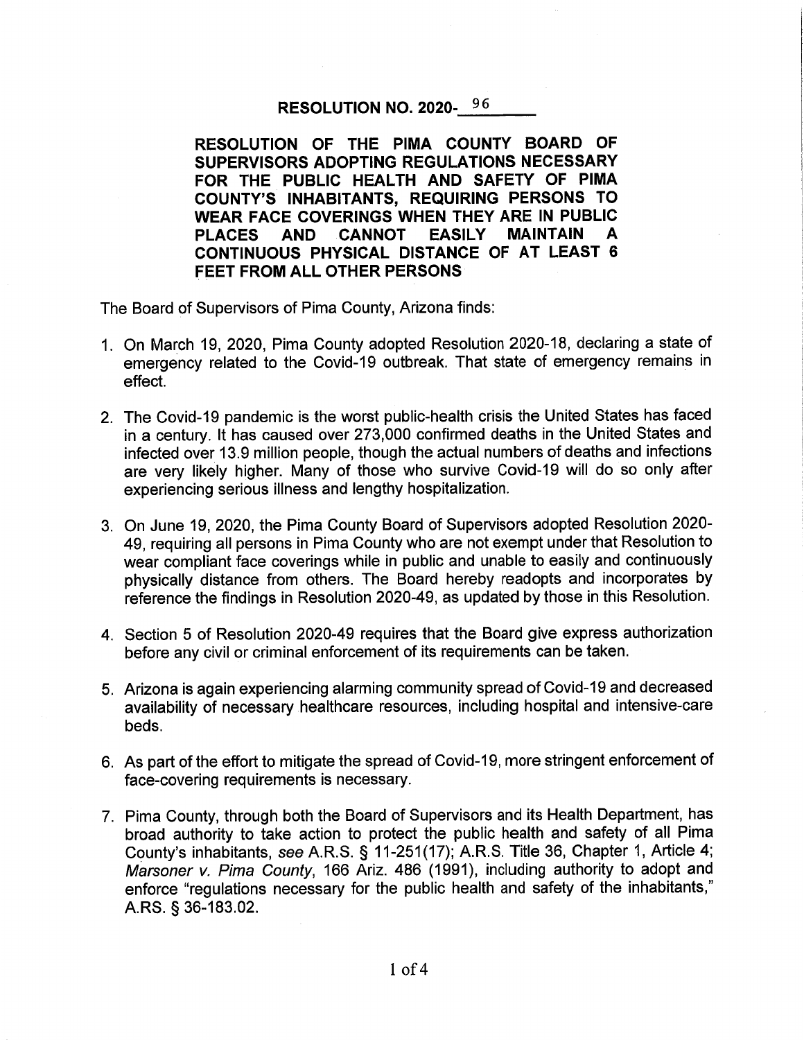**RESOLUTION NO. 2020-96**

**RESOLUTION OF THE PIMA COUNTY BOARD OF SUPERVISORS ADOPTING REGULATIONS NECESSARY FOR THE PUBLIC HEALTH AND SAFETY OF PIMA COUNTY'S INHABITANTS, REQUIRING PERSONS TO WEAR FACE COVERINGS WHEN THEY ARE IN PUBLIC PLACES AND CANNOT EASILY MAINTAIN A CONTINUOUS PHYSICAL DISTANCE OF AT LEAST 6 FEET FROM ALL OTHER PERSONS**

The Board of Supervisors of Pima County, Arizona finds:

1. On March 19, 2020, Pima County adopted Resolution 2020-18, declaring a state of emergency related to the Covid-19 outbreak. That state of emergency remains in effect.

2. The Covid-19 pandemic is the worst public-health crisis the United States has faced in a century. It has caused over 273,000 confirmed deaths in the United States and infected over 13.9 million people, though the actual numbers of deaths and infections are very likely higher. Many of those who survive Covid-19 will do so only after experiencing serious illness and lengthy hospitalization.

3. On June 19, 2020, the Pima County Board of Supervisors adopted Resolution 2020-49, requiring all persons in Pima County who are not exempt under that Resolution to wear compliant face coverings while in public and unable to easily and continuously physically distance from others. The Board hereby readopts and incorporates by reference the findings in Resolution 2020-49, as updated by those in this Resolution.

4. Section 5 of Resolution 2020-49 requires that the Board give express authorization before any civil or criminal enforcement of its requirements can be taken.

5. Arizona is again experiencing alarming community spread of Covid-19 and decreased availability of necessary healthcare resources, including hospital and intensive-care beds.

6. As part of the effort to mitigate the spread of Covid-19, more stringent enforcement of face-covering requirements is necessary.

7. Pima County, through both the Board of Supervisors and its Health Department, has broad authority to take action to protect the public health and safety of all Pima County's inhabitants, *see* A.R.S. § 11-251(17); A.R.S. Title 36, Chapter 1, Article 4; *Marsoner v. Pima County*, 166 Ariz. 486 (1991), including authority to adopt and enforce "regulations necessary for the public health and safety of the inhabitants," A.RS. § 36-183.02.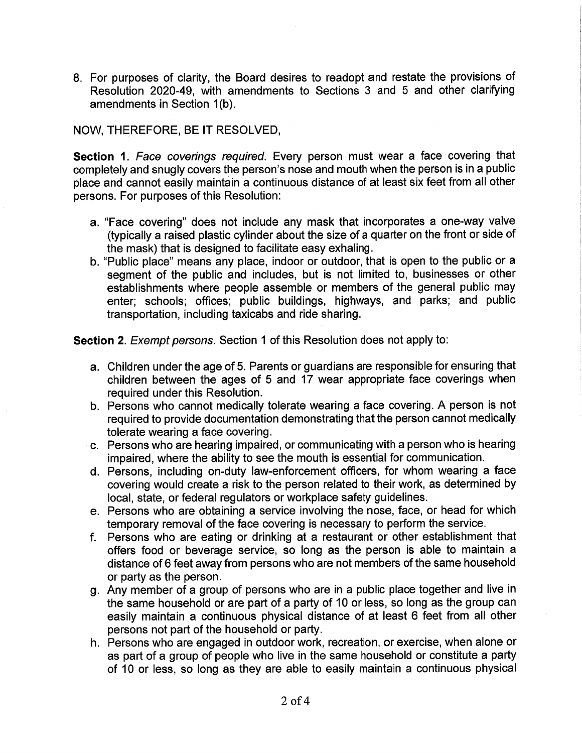8. For purposes of clarity, the Board desires to readopt and restate the provisions of Resolution 2020-49, with amendments to Sections 3 and 5 and other clarifying amendments in Section 1(b).

NOW, THEREFORE, BE IT RESOLVED,

**Section 1**. *Face coverings required*. Every person must wear a face covering that completely and snugly covers the person's nose and mouth when the person is in a public place and cannot easily maintain a continuous distance of at least six feet from all other persons. For purposes of this Resolution:

a. "Face covering" does not include any mask that incorporates a one-way valve (typically a raised plastic cylinder about the size of a quarter on the front or side of the mask) that is designed to facilitate easy exhaling.
b. "Public place" means any place, indoor or outdoor, that is open to the public or a segment of the public and includes, but is not limited to, businesses or other establishments where people assemble or members of the general public may enter; schools; offices; public buildings, highways, and parks; and public transportation, including taxicabs and ride sharing.

**Section 2**. *Exempt persons*. Section 1 of this Resolution does not apply to:

a. Children under the age of 5. Parents or guardians are responsible for ensuring that children between the ages of 5 and 17 wear appropriate face coverings when required under this Resolution.
b. Persons who cannot medically tolerate wearing a face covering. A person is not required to provide documentation demonstrating that the person cannot medically tolerate wearing a face covering.
c. Persons who are hearing impaired, or communicating with a person who is hearing impaired, where the ability to see the mouth is essential for communication.
d. Persons, including on-duty law-enforcement officers, for whom wearing a face covering would create a risk to the person related to their work, as determined by local, state, or federal regulators or workplace safety guidelines.
e. Persons who are obtaining a service involving the nose, face, or head for which temporary removal of the face covering is necessary to perform the service.
f. Persons who are eating or drinking at a restaurant or other establishment that offers food or beverage service, so long as the person is able to maintain a distance of 6 feet away from persons who are not members of the same household or party as the person.
g. Any member of a group of persons who are in a public place together and live in the same household or are part of a party of 10 or less, so long as the group can easily maintain a continuous physical distance of at least 6 feet from all other persons not part of the household or party.
h. Persons who are engaged in outdoor work, recreation, or exercise, when alone or as part of a group of people who live in the same household or constitute a party of 10 or less, so long as they are able to easily maintain a continuous physical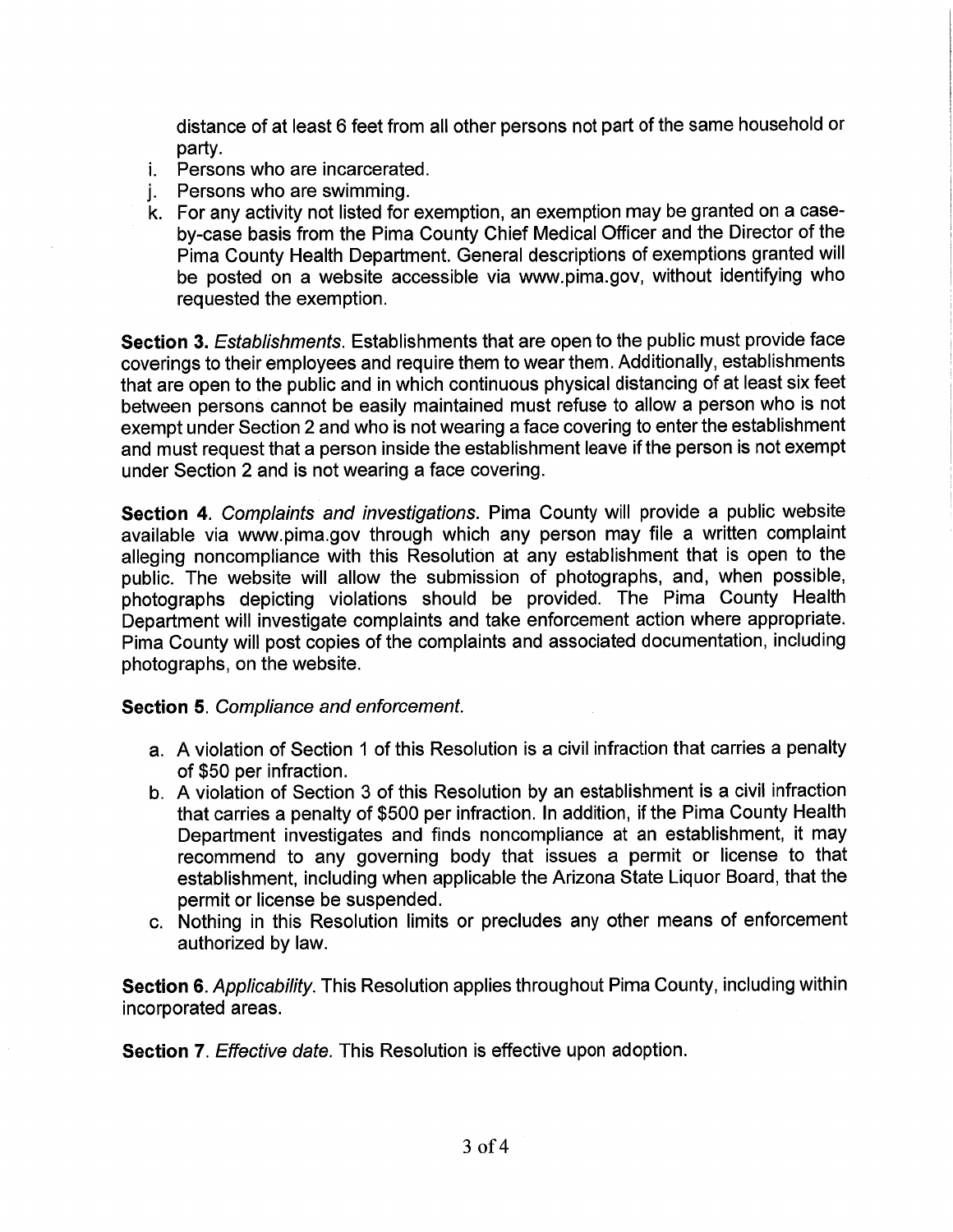distance of at least 6 feet from all other persons not part of the same household or party.

i. Persons who are incarcerated.
j. Persons who are swimming.
k. For any activity not listed for exemption, an exemption may be granted on a case-by-case basis from the Pima County Chief Medical Officer and the Director of the Pima County Health Department. General descriptions of exemptions granted will be posted on a website accessible via www.pima.gov, without identifying who requested the exemption.

**Section 3.** *Establishments.* Establishments that are open to the public must provide face coverings to their employees and require them to wear them. Additionally, establishments that are open to the public and in which continuous physical distancing of at least six feet between persons cannot be easily maintained must refuse to allow a person who is not exempt under Section 2 and who is not wearing a face covering to enter the establishment and must request that a person inside the establishment leave if the person is not exempt under Section 2 and is not wearing a face covering.

**Section 4.** *Complaints and investigations.* Pima County will provide a public website available via www.pima.gov through which any person may file a written complaint alleging noncompliance with this Resolution at any establishment that is open to the public. The website will allow the submission of photographs, and, when possible, photographs depicting violations should be provided. The Pima County Health Department will investigate complaints and take enforcement action where appropriate. Pima County will post copies of the complaints and associated documentation, including photographs, on the website.

**Section 5.** *Compliance and enforcement.*

a. A violation of Section 1 of this Resolution is a civil infraction that carries a penalty of $50 per infraction.
b. A violation of Section 3 of this Resolution by an establishment is a civil infraction that carries a penalty of $500 per infraction. In addition, if the Pima County Health Department investigates and finds noncompliance at an establishment, it may recommend to any governing body that issues a permit or license to that establishment, including when applicable the Arizona State Liquor Board, that the permit or license be suspended.
c. Nothing in this Resolution limits or precludes any other means of enforcement authorized by law.

**Section 6.** *Applicability.* This Resolution applies throughout Pima County, including within incorporated areas.

**Section 7.** *Effective date.* This Resolution is effective upon adoption.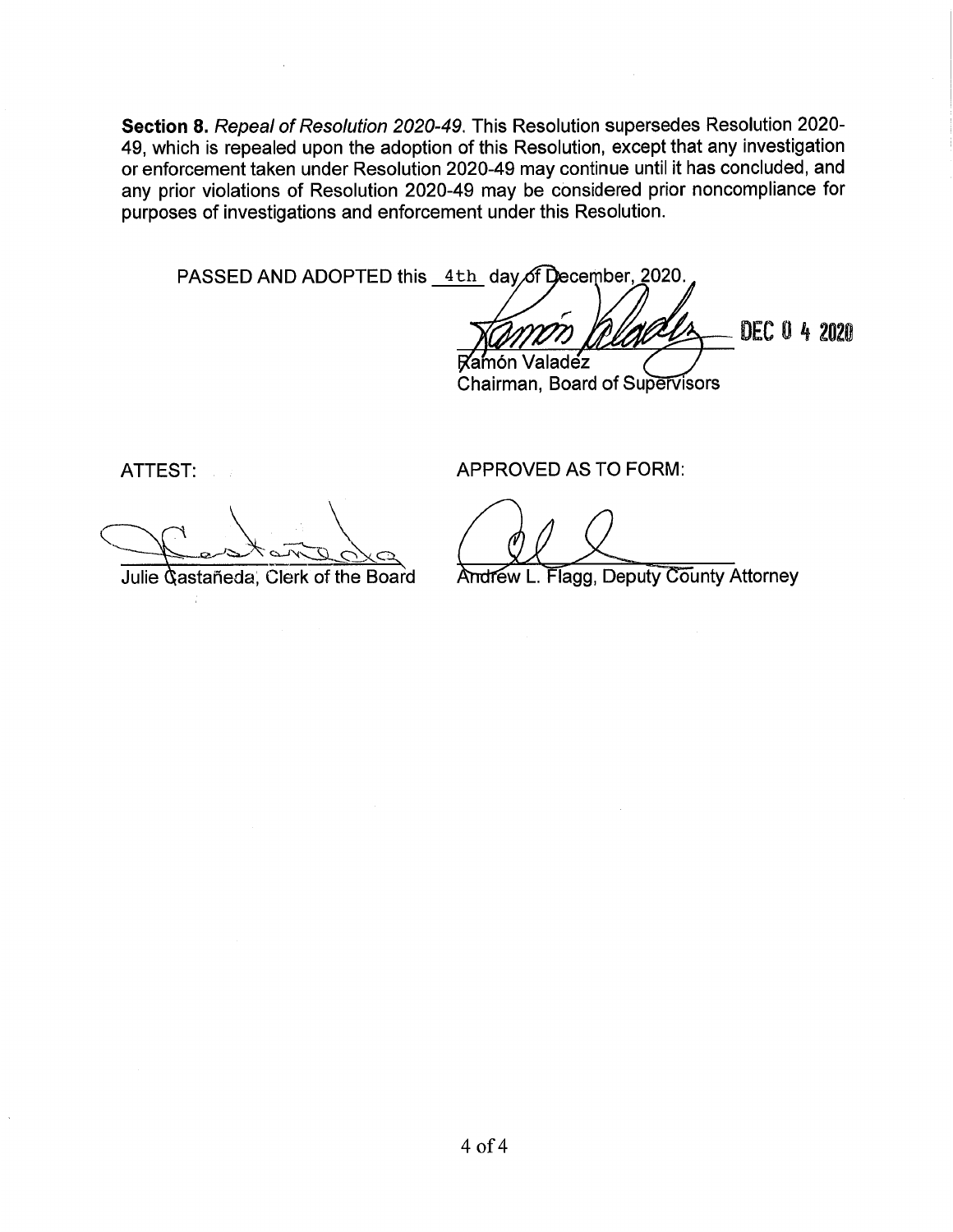**Section 8.** *Repeal of Resolution 2020-49.* This Resolution supersedes Resolution 2020-49, which is repealed upon the adoption of this Resolution, except that any investigation or enforcement taken under Resolution 2020-49 may continue until it has concluded, and any prior violations of Resolution 2020-49 may be considered prior noncompliance for purposes of investigations and enforcement under this Resolution.

PASSED AND ADOPTED this 4th day of December, 2020.

DEC 04 2020

Ramón Valadéz
Chairman, Board of Supervisors

ATTEST:

Julie Castañeda, Clerk of the Board

APPROVED AS TO FORM:

Andrew L. Flagg, Deputy County Attorney